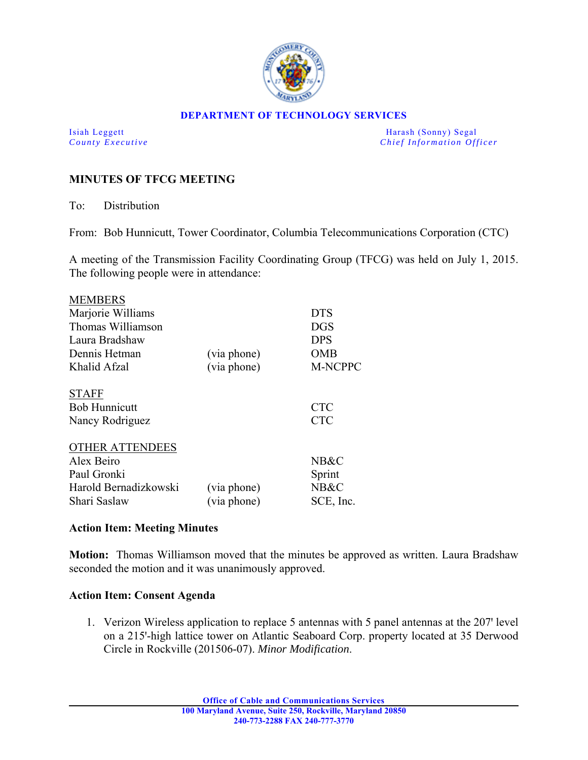**DEPARTMENT OF TECHNOLOGY SERVICES**

Isiah Leggett
*County Executive*

Harash (Sonny) Segal
*Chief Information Officer*

## MINUTES OF TFCG MEETING

To: Distribution

From: Bob Hunnicutt, Tower Coordinator, Columbia Telecommunications Corporation (CTC)

A meeting of the Transmission Facility Coordinating Group (TFCG) was held on July 1, 2015. The following people were in attendance:

| MEMBERS | | |
|---|---|---|
| Marjorie Williams | | DTS |
| Thomas Williamson | | DGS |
| Laura Bradshaw | | DPS |
| Dennis Hetman | (via phone) | OMB |
| Khalid Afzal | (via phone) | M-NCPPC |
| **STAFF** | | |
| Bob Hunnicutt | | CTC |
| Nancy Rodriguez | | CTC |
| **OTHER ATTENDEES** | | |
| Alex Beiro | | NB&C |
| Paul Gronki | | Sprint |
| Harold Bernadizkowski | (via phone) | NB&C |
| Shari Saslaw | (via phone) | SCE, Inc. |

### Action Item: Meeting Minutes

**Motion:** Thomas Williamson moved that the minutes be approved as written. Laura Bradshaw seconded the motion and it was unanimously approved.

### Action Item: Consent Agenda

1. Verizon Wireless application to replace 5 antennas with 5 panel antennas at the 207' level on a 215'-high lattice tower on Atlantic Seaboard Corp. property located at 35 Derwood Circle in Rockville (201506-07). *Minor Modification.*

**Office of Cable and Communications Services**
**100 Maryland Avenue, Suite 250, Rockville, Maryland 20850**
**240-773-2288 FAX 240-777-3770**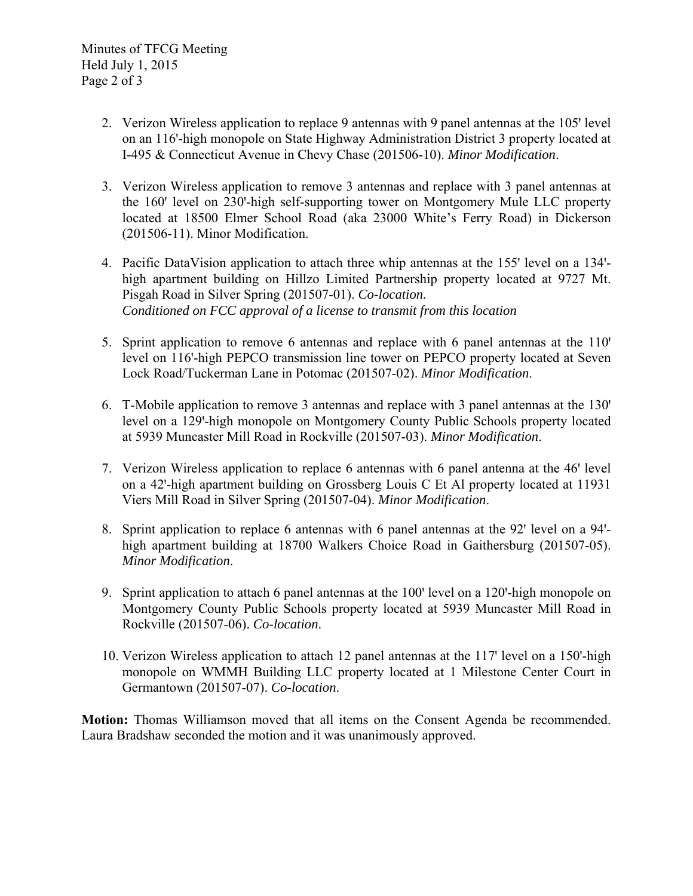2. Verizon Wireless application to replace 9 antennas with 9 panel antennas at the 105' level on an 116'-high monopole on State Highway Administration District 3 property located at I-495 & Connecticut Avenue in Chevy Chase (201506-10). *Minor Modification*.

3. Verizon Wireless application to remove 3 antennas and replace with 3 panel antennas at the 160' level on 230'-high self-supporting tower on Montgomery Mule LLC property located at 18500 Elmer School Road (aka 23000 White's Ferry Road) in Dickerson (201506-11). Minor Modification.

4. Pacific DataVision application to attach three whip antennas at the 155' level on a 134'-high apartment building on Hillzo Limited Partnership property located at 9727 Mt. Pisgah Road in Silver Spring (201507-01). *Co-location.*
   *Conditioned on FCC approval of a license to transmit from this location*

5. Sprint application to remove 6 antennas and replace with 6 panel antennas at the 110' level on 116'-high PEPCO transmission line tower on PEPCO property located at Seven Lock Road/Tuckerman Lane in Potomac (201507-02). *Minor Modification*.

6. T-Mobile application to remove 3 antennas and replace with 3 panel antennas at the 130' level on a 129'-high monopole on Montgomery County Public Schools property located at 5939 Muncaster Mill Road in Rockville (201507-03). *Minor Modification*.

7. Verizon Wireless application to replace 6 antennas with 6 panel antenna at the 46' level on a 42'-high apartment building on Grossberg Louis C Et Al property located at 11931 Viers Mill Road in Silver Spring (201507-04). *Minor Modification*.

8. Sprint application to replace 6 antennas with 6 panel antennas at the 92' level on a 94'-high apartment building at 18700 Walkers Choice Road in Gaithersburg (201507-05). *Minor Modification*.

9. Sprint application to attach 6 panel antennas at the 100' level on a 120'-high monopole on Montgomery County Public Schools property located at 5939 Muncaster Mill Road in Rockville (201507-06). *Co-location*.

10. Verizon Wireless application to attach 12 panel antennas at the 117' level on a 150'-high monopole on WMMH Building LLC property located at 1 Milestone Center Court in Germantown (201507-07). *Co-location*.

**Motion:** Thomas Williamson moved that all items on the Consent Agenda be recommended. Laura Bradshaw seconded the motion and it was unanimously approved.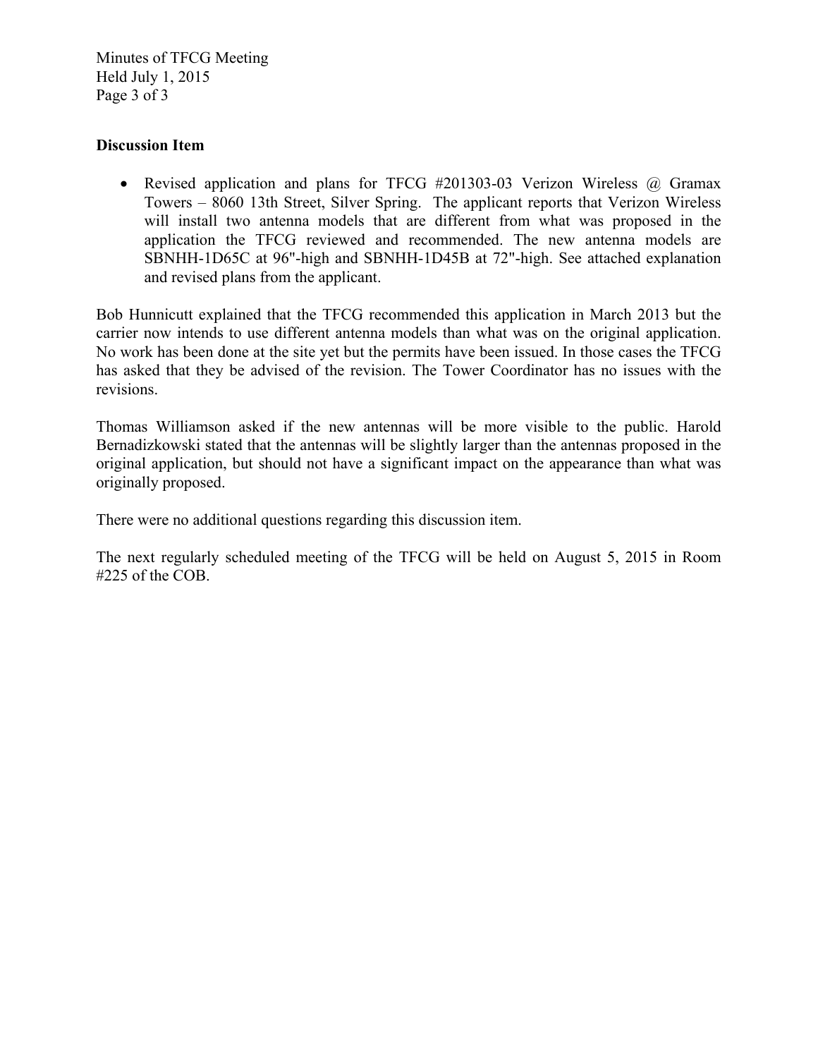## Discussion Item

- Revised application and plans for TFCG #201303-03 Verizon Wireless @ Gramax Towers – 8060 13th Street, Silver Spring. The applicant reports that Verizon Wireless will install two antenna models that are different from what was proposed in the application the TFCG reviewed and recommended. The new antenna models are SBNHH-1D65C at 96"-high and SBNHH-1D45B at 72"-high. See attached explanation and revised plans from the applicant.

Bob Hunnicutt explained that the TFCG recommended this application in March 2013 but the carrier now intends to use different antenna models than what was on the original application. No work has been done at the site yet but the permits have been issued. In those cases the TFCG has asked that they be advised of the revision. The Tower Coordinator has no issues with the revisions.

Thomas Williamson asked if the new antennas will be more visible to the public. Harold Bernadizkowski stated that the antennas will be slightly larger than the antennas proposed in the original application, but should not have a significant impact on the appearance than what was originally proposed.

There were no additional questions regarding this discussion item.

The next regularly scheduled meeting of the TFCG will be held on August 5, 2015 in Room #225 of the COB.